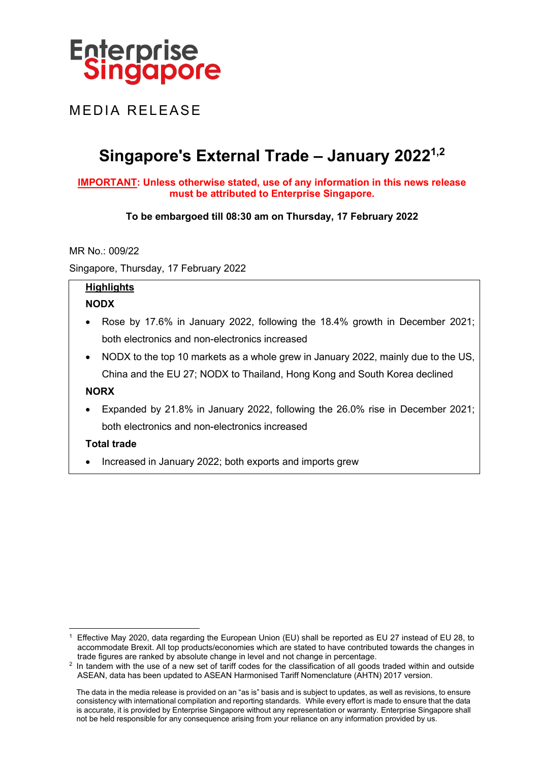Enterprise Singapore

MEDIA RELEASE

# Singapore's External Trade – January 2022[1,2]

**IMPORTANT: Unless otherwise stated, use of any information in this news release must be attributed to Enterprise Singapore.**

**To be embargoed till 08:30 am on Thursday, 17 February 2022**

MR No.: 009/22

Singapore, Thursday, 17 February 2022

**Highlights**

**NODX**

- Rose by 17.6% in January 2022, following the 18.4% growth in December 2021; both electronics and non-electronics increased
- NODX to the top 10 markets as a whole grew in January 2022, mainly due to the US, China and the EU 27; NODX to Thailand, Hong Kong and South Korea declined

**NORX**

- Expanded by 21.8% in January 2022, following the 26.0% rise in December 2021; both electronics and non-electronics increased

**Total trade**

- Increased in January 2022; both exports and imports grew

---

[1] Effective May 2020, data regarding the European Union (EU) shall be reported as EU 27 instead of EU 28, to accommodate Brexit. All top products/economies which are stated to have contributed towards the changes in trade figures are ranked by absolute change in level and not change in percentage.

[2] In tandem with the use of a new set of tariff codes for the classification of all goods traded within and outside ASEAN, data has been updated to ASEAN Harmonised Tariff Nomenclature (AHTN) 2017 version.

The data in the media release is provided on an "as is" basis and is subject to updates, as well as revisions, to ensure consistency with international compilation and reporting standards. While every effort is made to ensure that the data is accurate, it is provided by Enterprise Singapore without any representation or warranty. Enterprise Singapore shall not be held responsible for any consequence arising from your reliance on any information provided by us.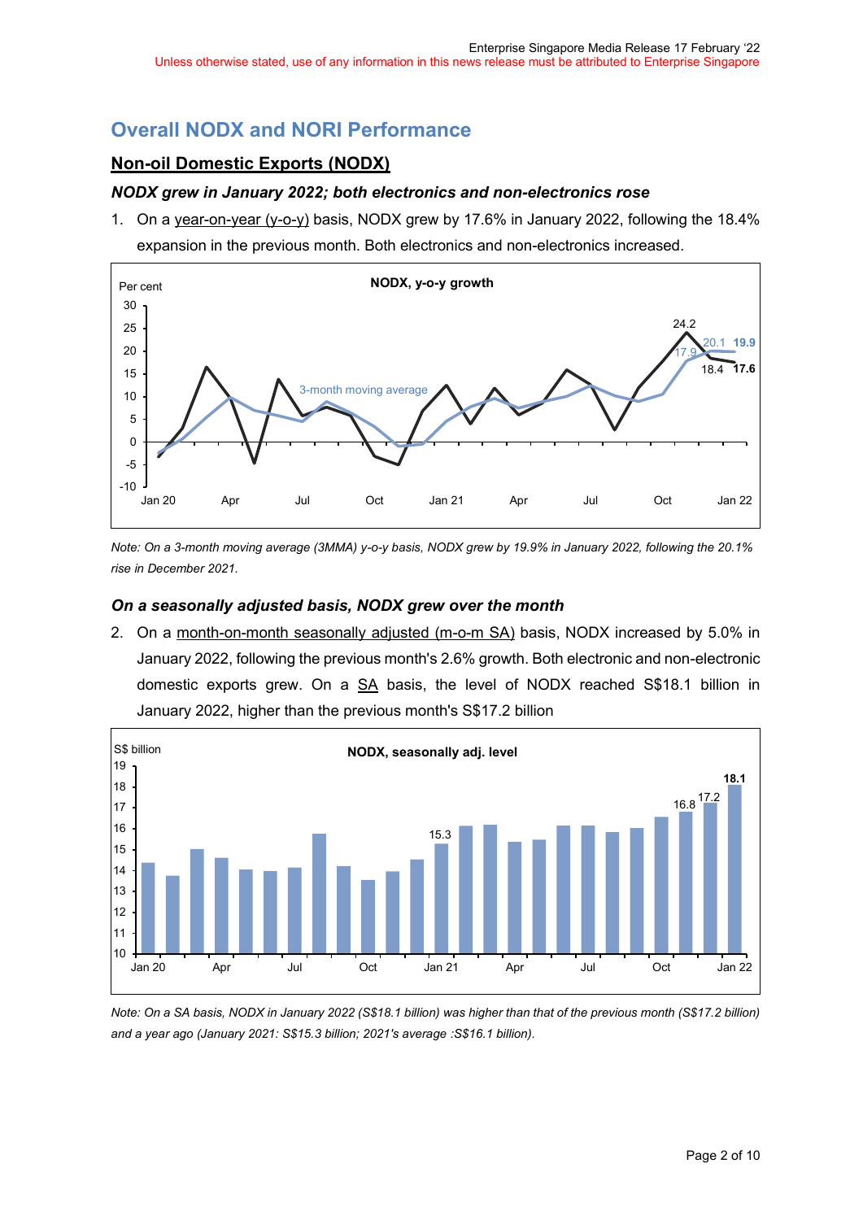## Overall NODX and NORI Performance

### Non-oil Domestic Exports (NODX)

***NODX grew in January 2022; both electronics and non-electronics rose***

1. On a year-on-year (y-o-y) basis, NODX grew by 17.6% in January 2022, following the 18.4% expansion in the previous month. Both electronics and non-electronics increased.

*Note: On a 3-month moving average (3MMA) y-o-y basis, NODX grew by 19.9% in January 2022, following the 20.1% rise in December 2021.*

***On a seasonally adjusted basis, NODX grew over the month***

2. On a month-on-month seasonally adjusted (m-o-m SA) basis, NODX increased by 5.0% in January 2022, following the previous month's 2.6% growth. Both electronic and non-electronic domestic exports grew. On a SA basis, the level of NODX reached S$18.1 billion in January 2022, higher than the previous month's S$17.2 billion

*Note: On a SA basis, NODX in January 2022 (S$18.1 billion) was higher than that of the previous month (S$17.2 billion) and a year ago (January 2021: S$15.3 billion; 2021's average :S$16.1 billion).*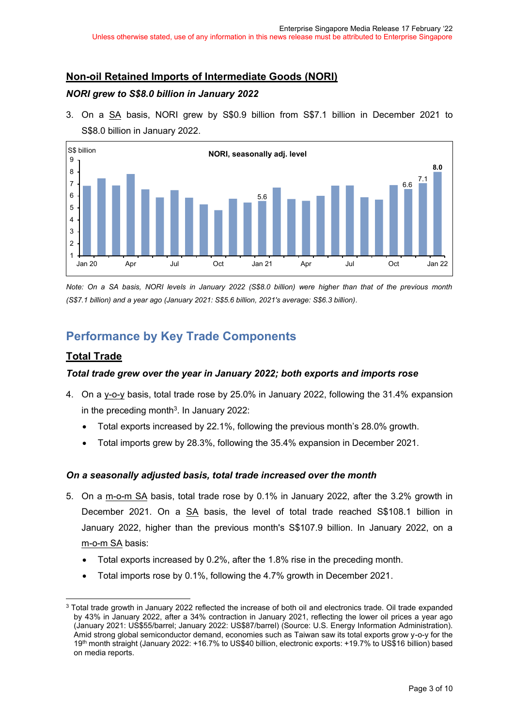## Non-oil Retained Imports of Intermediate Goods (NORI)

### *NORI grew to S$8.0 billion in January 2022*

3. On a SA basis, NORI grew by S$0.9 billion from S$7.1 billion in December 2021 to S$8.0 billion in January 2022.

*Note: On a SA basis, NORI levels in January 2022 (S$8.0 billion) were higher than that of the previous month (S$7.1 billion) and a year ago (January 2021: S$5.6 billion, 2021's average: S$6.3 billion).*

# Performance by Key Trade Components

## Total Trade

### *Total trade grew over the year in January 2022; both exports and imports rose*

4. On a y-o-y basis, total trade rose by 25.0% in January 2022, following the 31.4% expansion in the preceding month[3]. In January 2022:
   - Total exports increased by 22.1%, following the previous month's 28.0% growth.
   - Total imports grew by 28.3%, following the 35.4% expansion in December 2021.

### *On a seasonally adjusted basis, total trade increased over the month*

5. On a m-o-m SA basis, total trade rose by 0.1% in January 2022, after the 3.2% growth in December 2021. On a SA basis, the level of total trade reached S$108.1 billion in January 2022, higher than the previous month's S$107.9 billion. In January 2022, on a m-o-m SA basis:
   - Total exports increased by 0.2%, after the 1.8% rise in the preceding month.
   - Total imports rose by 0.1%, following the 4.7% growth in December 2021.

[3] Total trade growth in January 2022 reflected the increase of both oil and electronics trade. Oil trade expanded by 43% in January 2022, after a 34% contraction in January 2021, reflecting the lower oil prices a year ago (January 2021: US$55/barrel; January 2022: US$87/barrel) (Source: U.S. Energy Information Administration). Amid strong global semiconductor demand, economies such as Taiwan saw its total exports grow y-o-y for the 19th month straight (January 2022: +16.7% to US$40 billion, electronic exports: +19.7% to US$16 billion) based on media reports.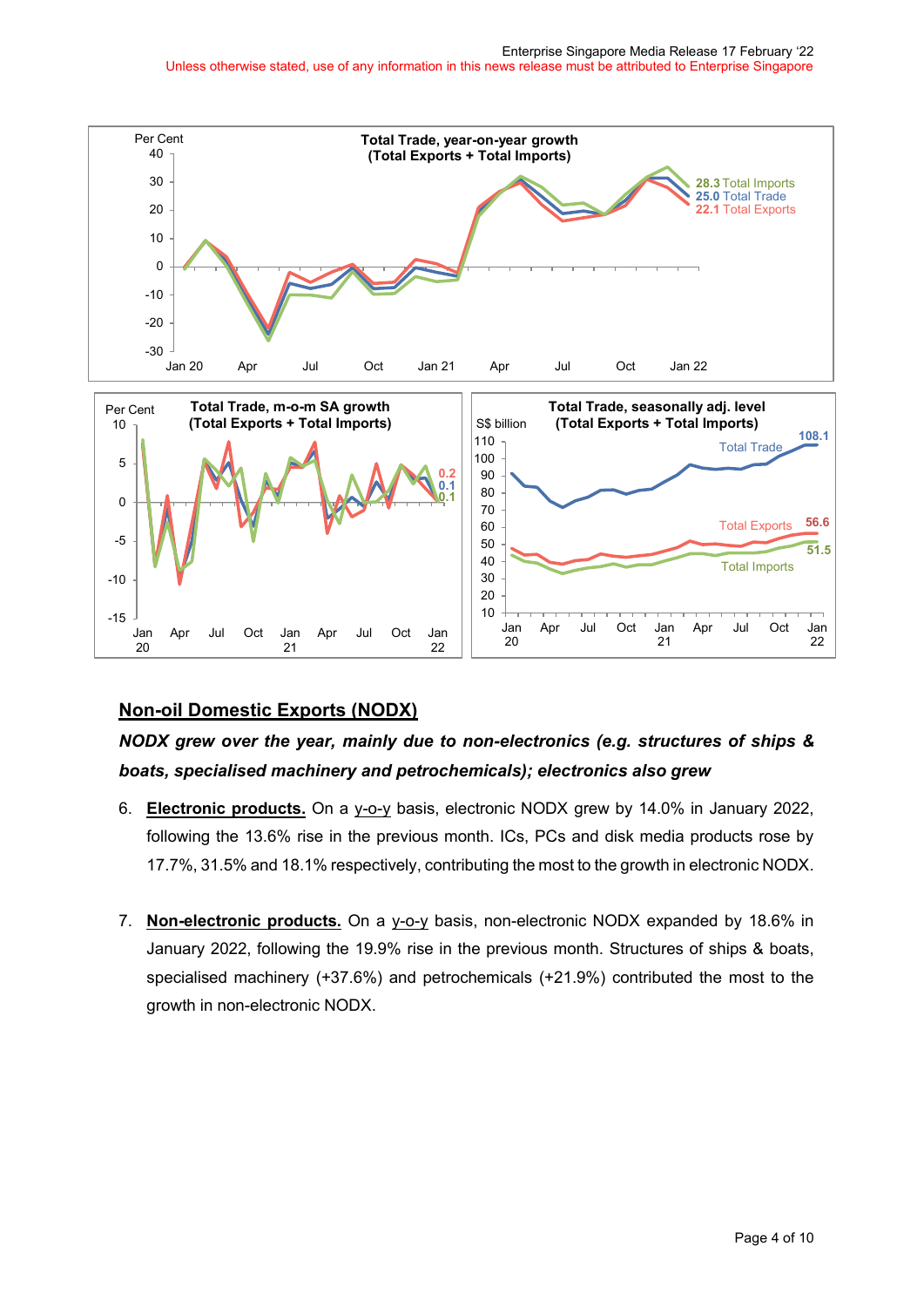## Non-oil Domestic Exports (NODX)

***NODX grew over the year, mainly due to non-electronics (e.g. structures of ships & boats, specialised machinery and petrochemicals); electronics also grew***

6. **Electronic products.** On a y-o-y basis, electronic NODX grew by 14.0% in January 2022, following the 13.6% rise in the previous month. ICs, PCs and disk media products rose by 17.7%, 31.5% and 18.1% respectively, contributing the most to the growth in electronic NODX.

7. **Non-electronic products.** On a y-o-y basis, non-electronic NODX expanded by 18.6% in January 2022, following the 19.9% rise in the previous month. Structures of ships & boats, specialised machinery (+37.6%) and petrochemicals (+21.9%) contributed the most to the growth in non-electronic NODX.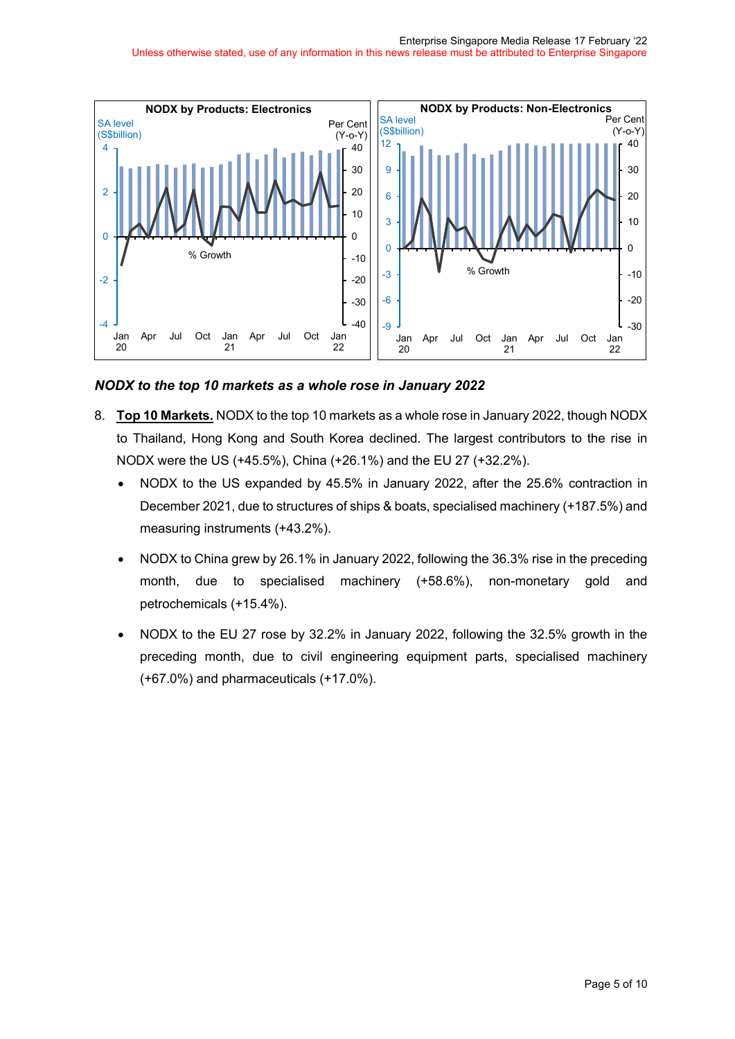**NODX by Products: Electronics**

SA level (S$billion) | Per Cent (Y-o-Y) | % Growth

**NODX by Products: Non-Electronics**

SA level (S$billion) | Per Cent (Y-o-Y) | % Growth

### *NODX to the top 10 markets as a whole rose in January 2022*

8. **Top 10 Markets.** NODX to the top 10 markets as a whole rose in January 2022, though NODX to Thailand, Hong Kong and South Korea declined. The largest contributors to the rise in NODX were the US (+45.5%), China (+26.1%) and the EU 27 (+32.2%).

   - NODX to the US expanded by 45.5% in January 2022, after the 25.6% contraction in December 2021, due to structures of ships & boats, specialised machinery (+187.5%) and measuring instruments (+43.2%).

   - NODX to China grew by 26.1% in January 2022, following the 36.3% rise in the preceding month, due to specialised machinery (+58.6%), non-monetary gold and petrochemicals (+15.4%).

   - NODX to the EU 27 rose by 32.2% in January 2022, following the 32.5% growth in the preceding month, due to civil engineering equipment parts, specialised machinery (+67.0%) and pharmaceuticals (+17.0%).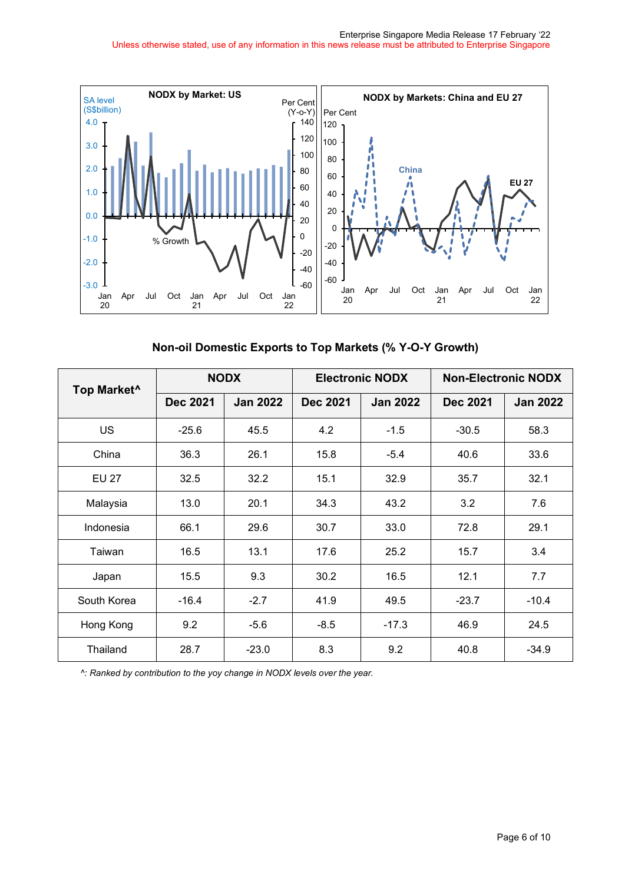Unless otherwise stated, use of any information in this news release must be attributed to Enterprise Singapore

### Non-oil Domestic Exports to Top Markets (% Y-O-Y Growth)

| Top Market^ | NODX | | Electronic NODX | | Non-Electronic NODX | |
|---|---|---|---|---|---|---|
| | Dec 2021 | Jan 2022 | Dec 2021 | Jan 2022 | Dec 2021 | Jan 2022 |
| US | -25.6 | 45.5 | 4.2 | -1.5 | -30.5 | 58.3 |
| China | 36.3 | 26.1 | 15.8 | -5.4 | 40.6 | 33.6 |
| EU 27 | 32.5 | 32.2 | 15.1 | 32.9 | 35.7 | 32.1 |
| Malaysia | 13.0 | 20.1 | 34.3 | 43.2 | 3.2 | 7.6 |
| Indonesia | 66.1 | 29.6 | 30.7 | 33.0 | 72.8 | 29.1 |
| Taiwan | 16.5 | 13.1 | 17.6 | 25.2 | 15.7 | 3.4 |
| Japan | 15.5 | 9.3 | 30.2 | 16.5 | 12.1 | 7.7 |
| South Korea | -16.4 | -2.7 | 41.9 | 49.5 | -23.7 | -10.4 |
| Hong Kong | 9.2 | -5.6 | -8.5 | -17.3 | 46.9 | 24.5 |
| Thailand | 28.7 | -23.0 | 8.3 | 9.2 | 40.8 | -34.9 |

*^: Ranked by contribution to the yoy change in NODX levels over the year.*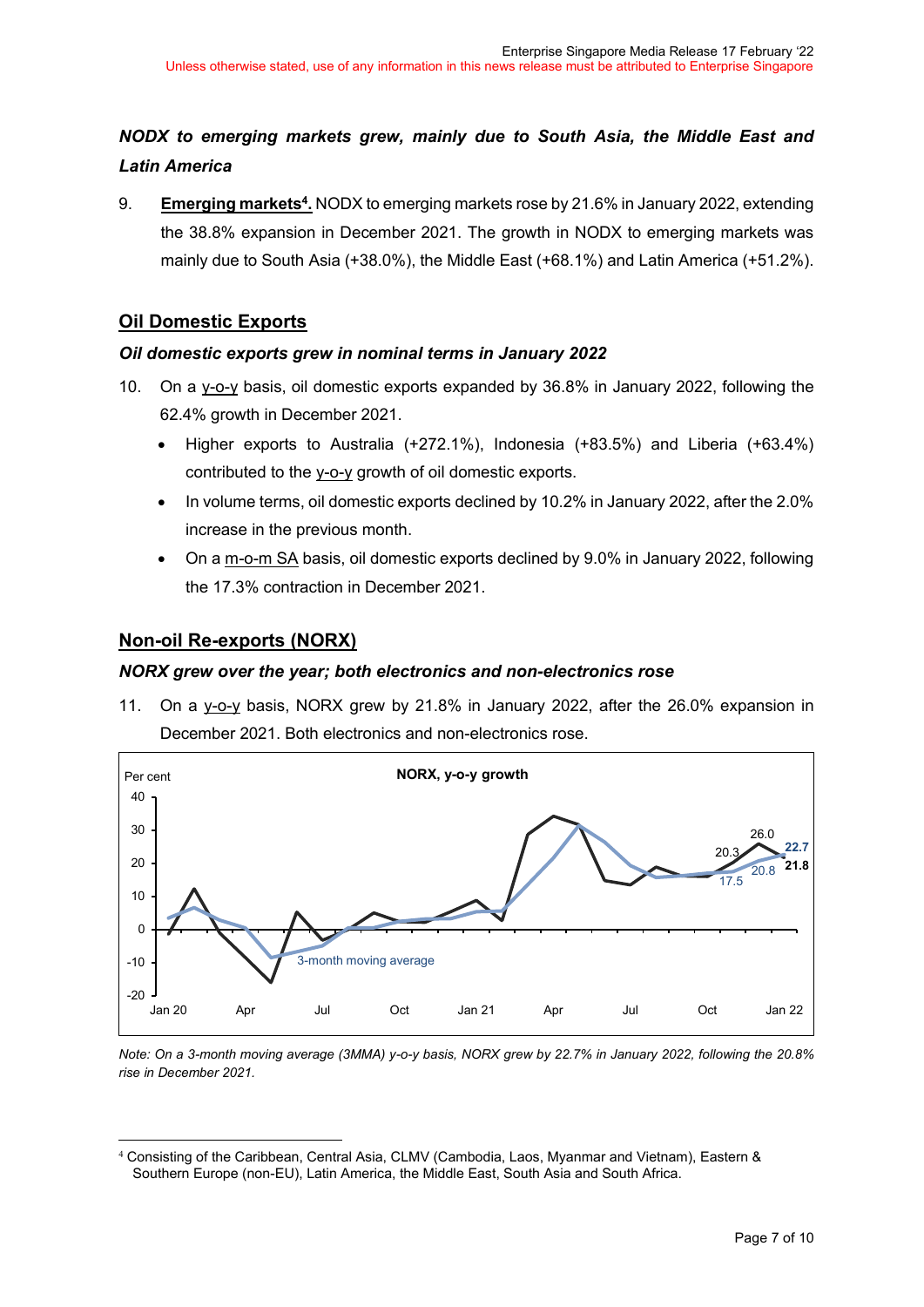### *NODX to emerging markets grew, mainly due to South Asia, the Middle East and Latin America*

9. **Emerging markets[4].** NODX to emerging markets rose by 21.6% in January 2022, extending the 38.8% expansion in December 2021. The growth in NODX to emerging markets was mainly due to South Asia (+38.0%), the Middle East (+68.1%) and Latin America (+51.2%).

## Oil Domestic Exports

### *Oil domestic exports grew in nominal terms in January 2022*

10. On a y-o-y basis, oil domestic exports expanded by 36.8% in January 2022, following the 62.4% growth in December 2021.
    - Higher exports to Australia (+272.1%), Indonesia (+83.5%) and Liberia (+63.4%) contributed to the y-o-y growth of oil domestic exports.
    - In volume terms, oil domestic exports declined by 10.2% in January 2022, after the 2.0% increase in the previous month.
    - On a m-o-m SA basis, oil domestic exports declined by 9.0% in January 2022, following the 17.3% contraction in December 2021.

## Non-oil Re-exports (NORX)

### *NORX grew over the year; both electronics and non-electronics rose*

11. On a y-o-y basis, NORX grew by 21.8% in January 2022, after the 26.0% expansion in December 2021. Both electronics and non-electronics rose.

*Note: On a 3-month moving average (3MMA) y-o-y basis, NORX grew by 22.7% in January 2022, following the 20.8% rise in December 2021.*

---

[4] Consisting of the Caribbean, Central Asia, CLMV (Cambodia, Laos, Myanmar and Vietnam), Eastern & Southern Europe (non-EU), Latin America, the Middle East, South Asia and South Africa.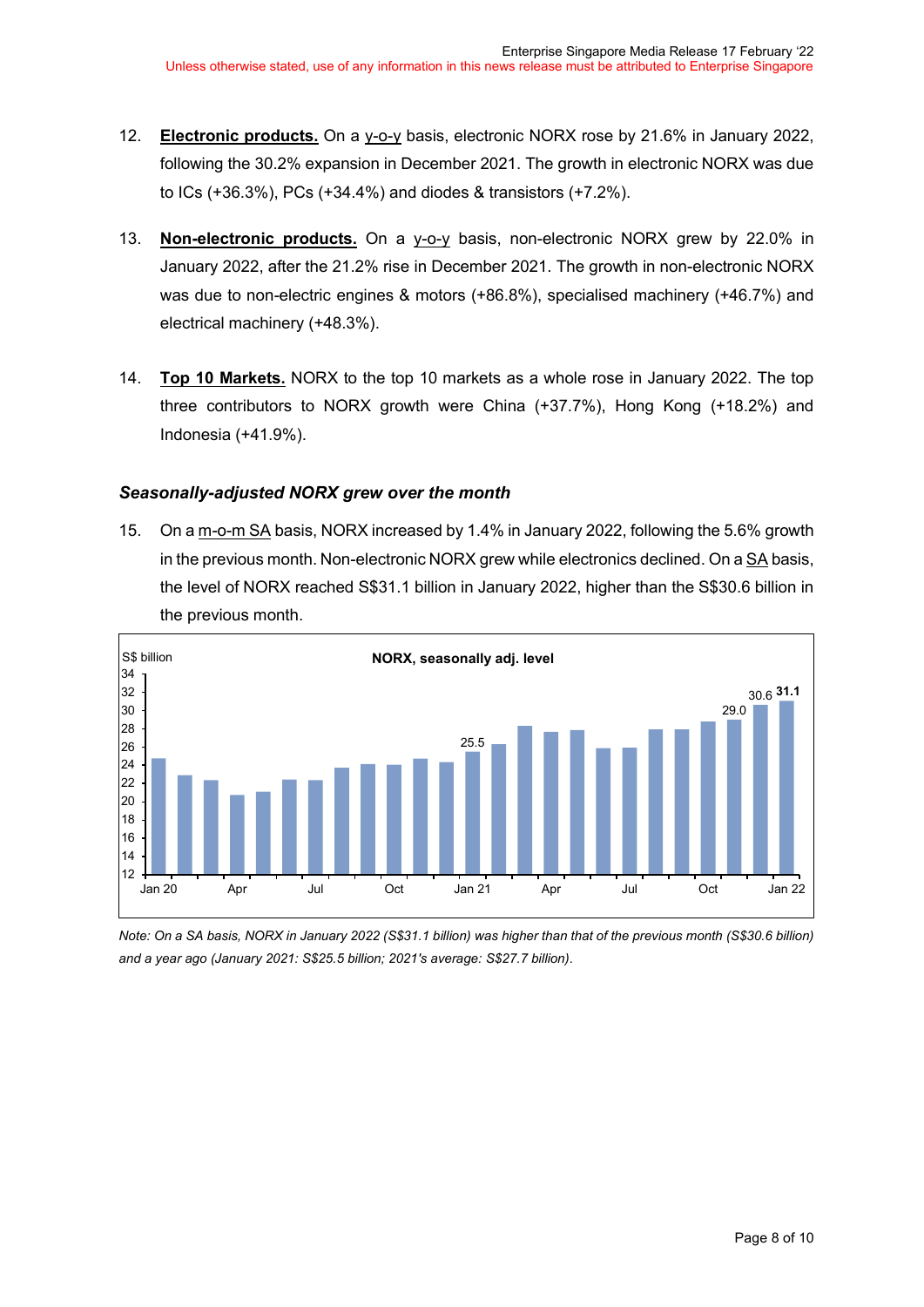12. **Electronic products.** On a y-o-y basis, electronic NORX rose by 21.6% in January 2022, following the 30.2% expansion in December 2021. The growth in electronic NORX was due to ICs (+36.3%), PCs (+34.4%) and diodes & transistors (+7.2%).

13. **Non-electronic products.** On a y-o-y basis, non-electronic NORX grew by 22.0% in January 2022, after the 21.2% rise in December 2021. The growth in non-electronic NORX was due to non-electric engines & motors (+86.8%), specialised machinery (+46.7%) and electrical machinery (+48.3%).

14. **Top 10 Markets.** NORX to the top 10 markets as a whole rose in January 2022. The top three contributors to NORX growth were China (+37.7%), Hong Kong (+18.2%) and Indonesia (+41.9%).

### *Seasonally-adjusted NORX grew over the month*

15. On a m-o-m SA basis, NORX increased by 1.4% in January 2022, following the 5.6% growth in the previous month. Non-electronic NORX grew while electronics declined. On a SA basis, the level of NORX reached S$31.1 billion in January 2022, higher than the S$30.6 billion in the previous month.

**NORX, seasonally adj. level**

*Note: On a SA basis, NORX in January 2022 (S$31.1 billion) was higher than that of the previous month (S$30.6 billion) and a year ago (January 2021: S$25.5 billion; 2021's average: S$27.7 billion).*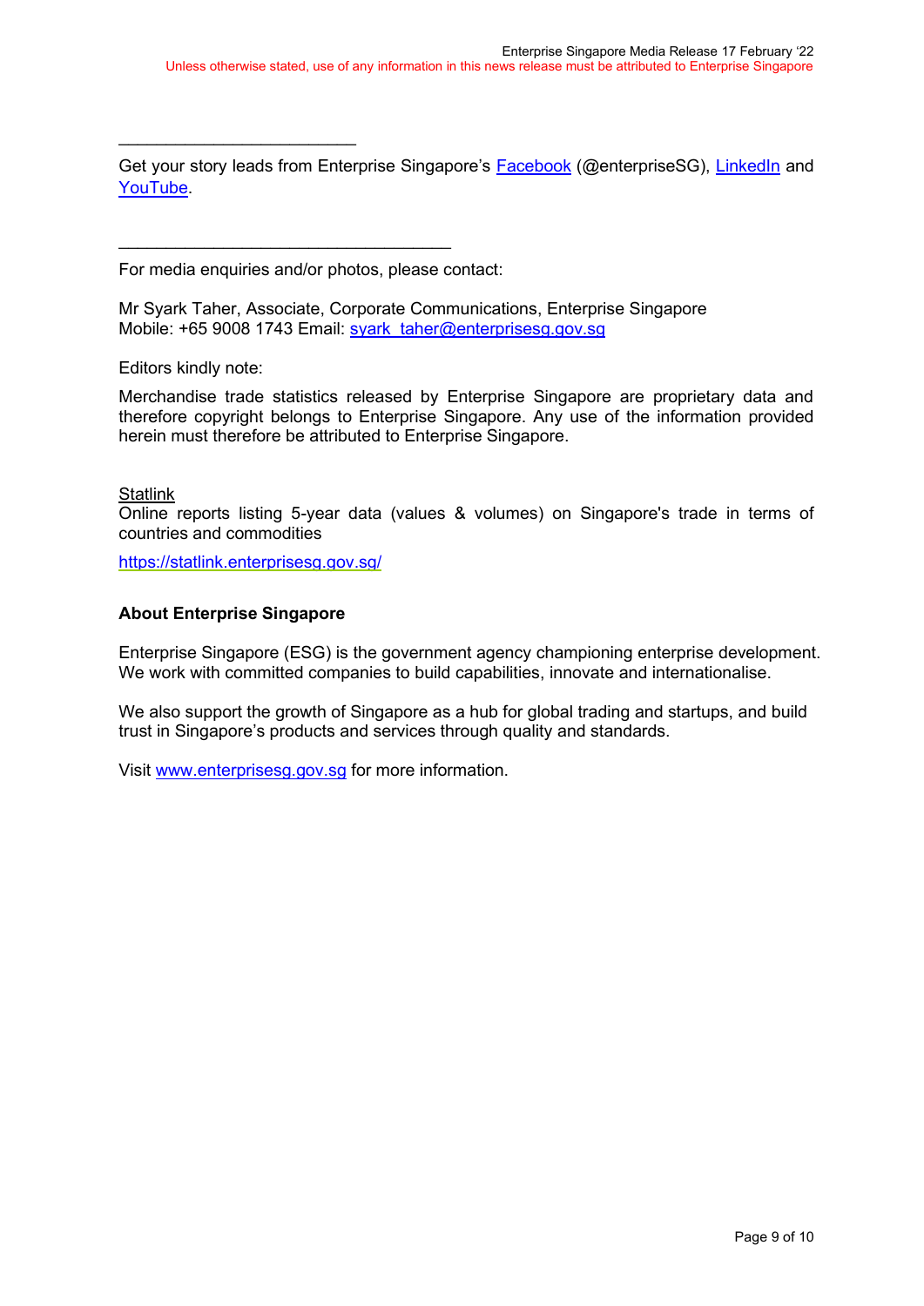---

Get your story leads from Enterprise Singapore's [Facebook](#) (@enterpriseSG), [LinkedIn](#) and [YouTube](#).

---

For media enquiries and/or photos, please contact:

Mr Syark Taher, Associate, Corporate Communications, Enterprise Singapore
Mobile: +65 9008 1743 Email: syark_taher@enterprisesg.gov.sg

Editors kindly note:

Merchandise trade statistics released by Enterprise Singapore are proprietary data and therefore copyright belongs to Enterprise Singapore. Any use of the information provided herein must therefore be attributed to Enterprise Singapore.

Statlink
Online reports listing 5-year data (values & volumes) on Singapore's trade in terms of countries and commodities

https://statlink.enterprisesg.gov.sg/

**About Enterprise Singapore**

Enterprise Singapore (ESG) is the government agency championing enterprise development. We work with committed companies to build capabilities, innovate and internationalise.

We also support the growth of Singapore as a hub for global trading and startups, and build trust in Singapore's products and services through quality and standards.

Visit www.enterprisesg.gov.sg for more information.